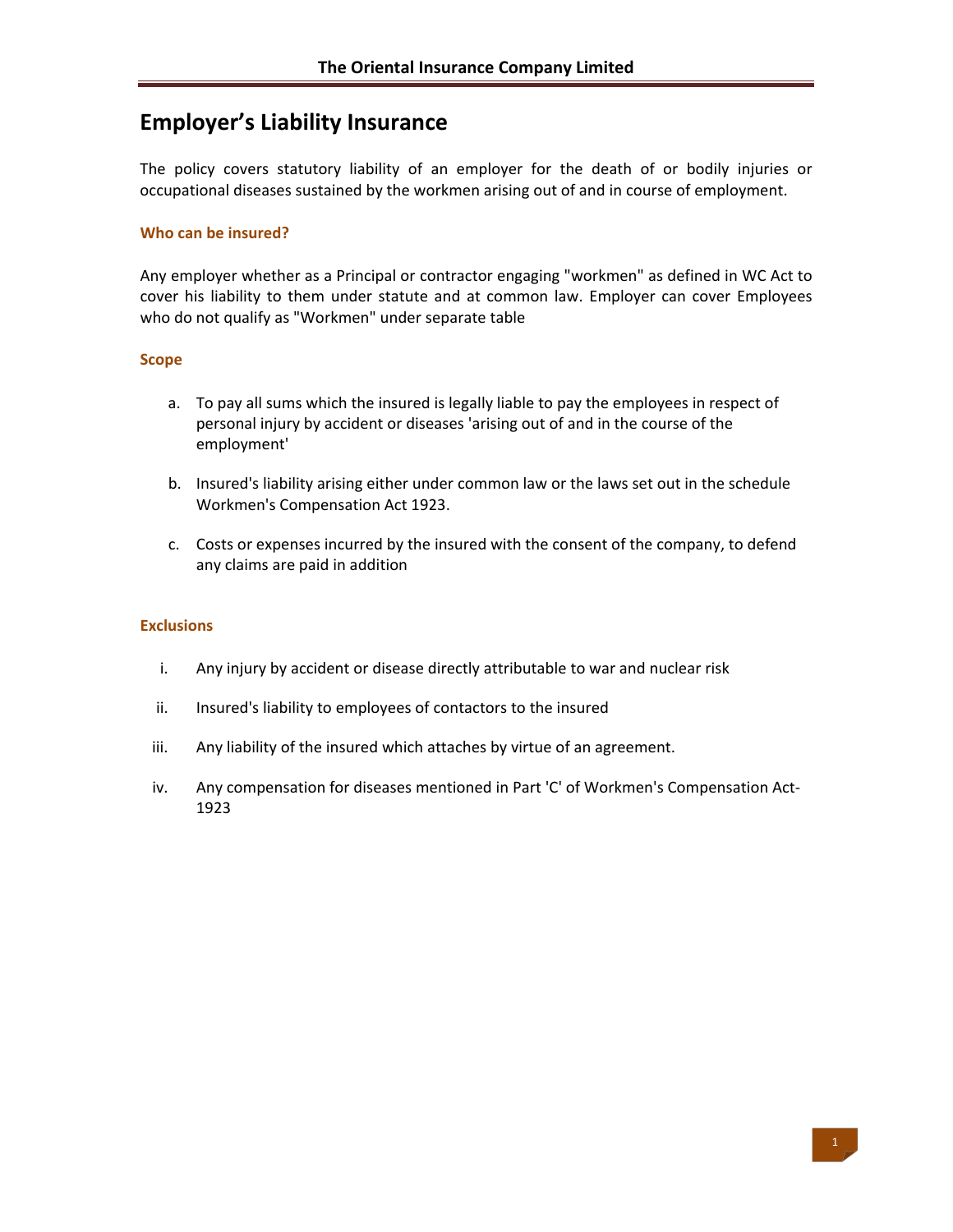# Employer's Liability Insurance

The policy covers statutory liability of an employer for the death of or bodily injuries or occupational diseases sustained by the workmen arising out of and in course of employment.

## Who can be insured?

Any employer whether as a Principal or contractor engaging "workmen" as defined in WC Act to cover his liability to them under statute and at common law. Employer can cover Employees who do not qualify as "Workmen" under separate table

## Scope

a. To pay all sums which the insured is legally liable to pay the employees in respect of personal injury by accident or diseases 'arising out of and in the course of the employment'

b. Insured's liability arising either under common law or the laws set out in the schedule Workmen's Compensation Act 1923.

c. Costs or expenses incurred by the insured with the consent of the company, to defend any claims are paid in addition

## Exclusions

i. Any injury by accident or disease directly attributable to war and nuclear risk

ii. Insured's liability to employees of contactors to the insured

iii. Any liability of the insured which attaches by virtue of an agreement.

iv. Any compensation for diseases mentioned in Part 'C' of Workmen's Compensation Act-1923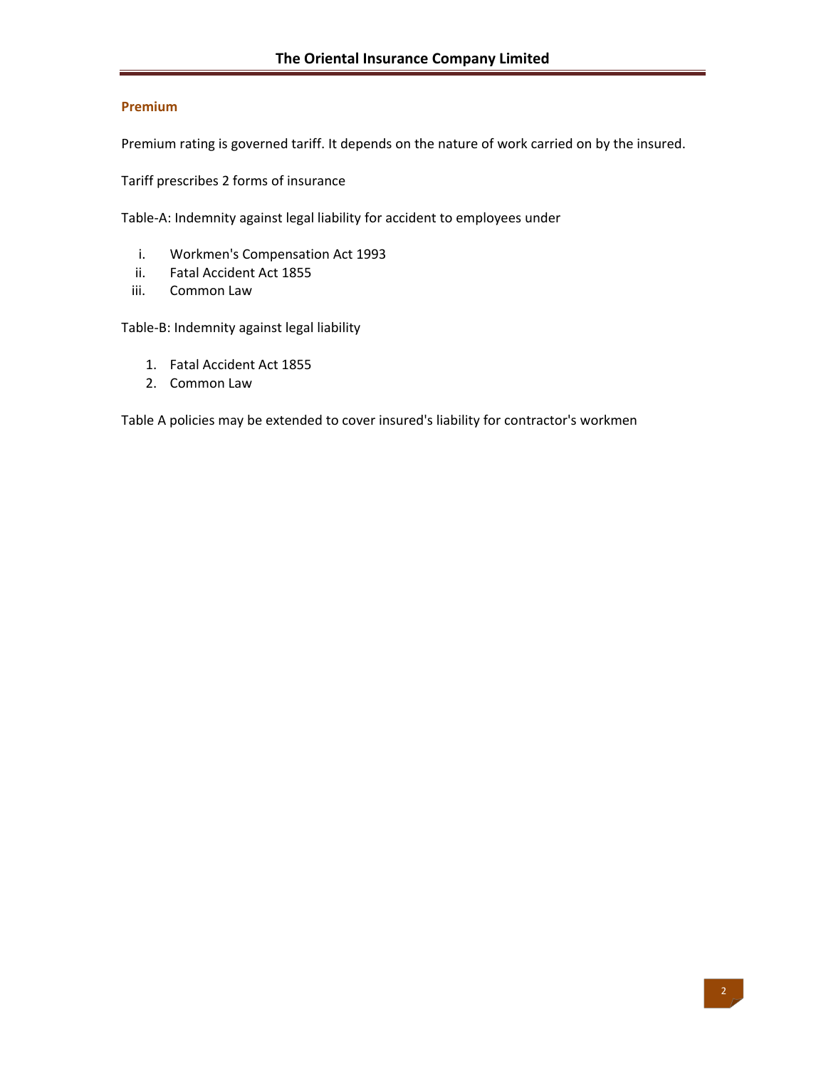## Premium

Premium rating is governed tariff. It depends on the nature of work carried on by the insured.

Tariff prescribes 2 forms of insurance

Table-A: Indemnity against legal liability for accident to employees under

i. Workmen's Compensation Act 1993
ii. Fatal Accident Act 1855
iii. Common Law

Table-B: Indemnity against legal liability

1. Fatal Accident Act 1855
2. Common Law

Table A policies may be extended to cover insured's liability for contractor's workmen